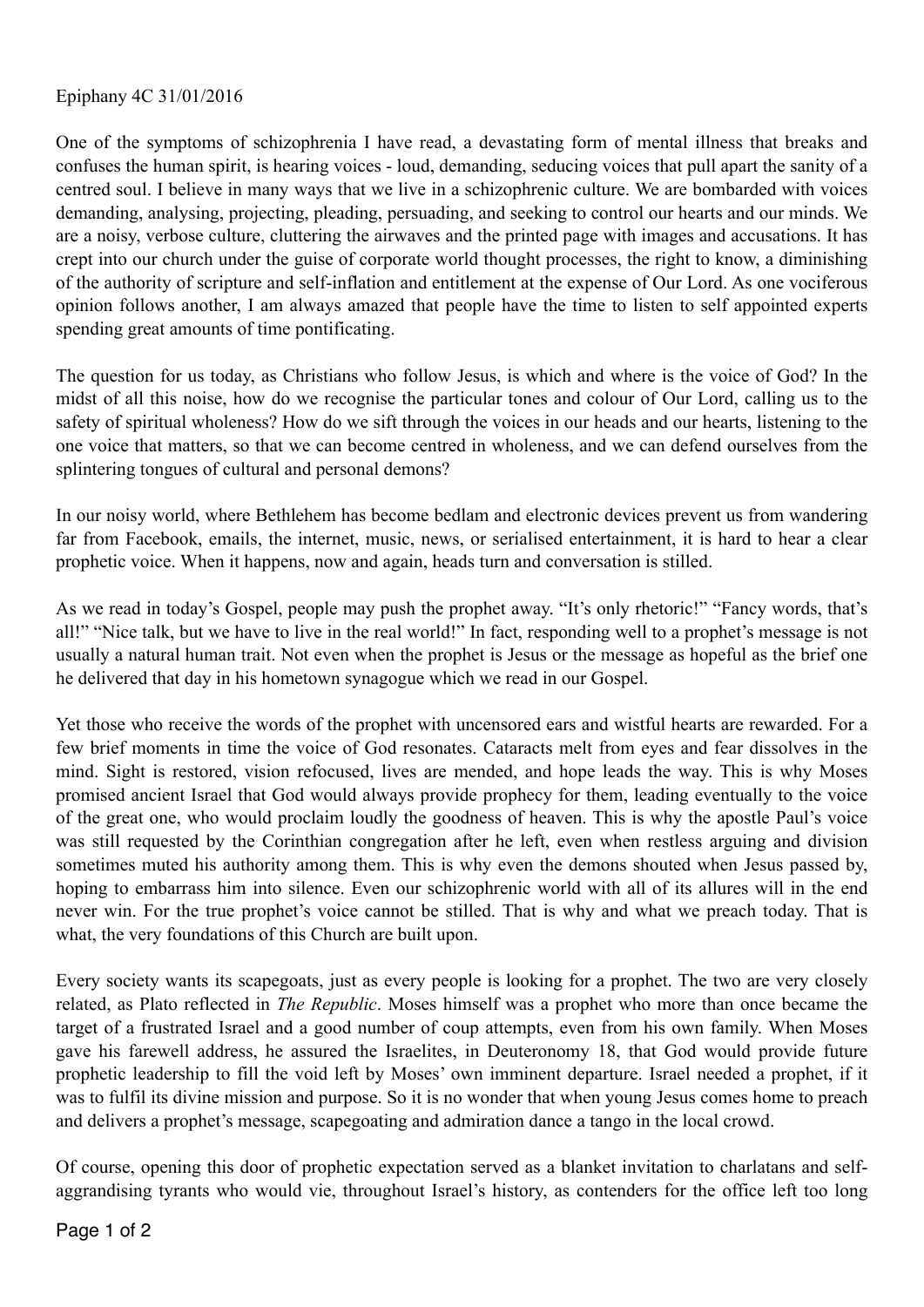Epiphany 4C 31/01/2016

One of the symptoms of schizophrenia I have read, a devastating form of mental illness that breaks and confuses the human spirit, is hearing voices - loud, demanding, seducing voices that pull apart the sanity of a centred soul. I believe in many ways that we live in a schizophrenic culture. We are bombarded with voices demanding, analysing, projecting, pleading, persuading, and seeking to control our hearts and our minds. We are a noisy, verbose culture, cluttering the airwaves and the printed page with images and accusations. It has crept into our church under the guise of corporate world thought processes, the right to know, a diminishing of the authority of scripture and self-inflation and entitlement at the expense of Our Lord. As one vociferous opinion follows another, I am always amazed that people have the time to listen to self appointed experts spending great amounts of time pontificating.

The question for us today, as Christians who follow Jesus, is which and where is the voice of God? In the midst of all this noise, how do we recognise the particular tones and colour of Our Lord, calling us to the safety of spiritual wholeness? How do we sift through the voices in our heads and our hearts, listening to the one voice that matters, so that we can become centred in wholeness, and we can defend ourselves from the splintering tongues of cultural and personal demons?

In our noisy world, where Bethlehem has become bedlam and electronic devices prevent us from wandering far from Facebook, emails, the internet, music, news, or serialised entertainment, it is hard to hear a clear prophetic voice. When it happens, now and again, heads turn and conversation is stilled.

As we read in today's Gospel, people may push the prophet away. "It's only rhetoric!" "Fancy words, that's all!" "Nice talk, but we have to live in the real world!" In fact, responding well to a prophet's message is not usually a natural human trait. Not even when the prophet is Jesus or the message as hopeful as the brief one he delivered that day in his hometown synagogue which we read in our Gospel.

Yet those who receive the words of the prophet with uncensored ears and wistful hearts are rewarded. For a few brief moments in time the voice of God resonates. Cataracts melt from eyes and fear dissolves in the mind. Sight is restored, vision refocused, lives are mended, and hope leads the way. This is why Moses promised ancient Israel that God would always provide prophecy for them, leading eventually to the voice of the great one, who would proclaim loudly the goodness of heaven. This is why the apostle Paul's voice was still requested by the Corinthian congregation after he left, even when restless arguing and division sometimes muted his authority among them. This is why even the demons shouted when Jesus passed by, hoping to embarrass him into silence. Even our schizophrenic world with all of its allures will in the end never win. For the true prophet's voice cannot be stilled. That is why and what we preach today. That is what, the very foundations of this Church are built upon.

Every society wants its scapegoats, just as every people is looking for a prophet. The two are very closely related, as Plato reflected in *The Republic*. Moses himself was a prophet who more than once became the target of a frustrated Israel and a good number of coup attempts, even from his own family. When Moses gave his farewell address, he assured the Israelites, in Deuteronomy 18, that God would provide future prophetic leadership to fill the void left by Moses' own imminent departure. Israel needed a prophet, if it was to fulfil its divine mission and purpose. So it is no wonder that when young Jesus comes home to preach and delivers a prophet's message, scapegoating and admiration dance a tango in the local crowd.

Of course, opening this door of prophetic expectation served as a blanket invitation to charlatans and self-aggrandising tyrants who would vie, throughout Israel's history, as contenders for the office left too long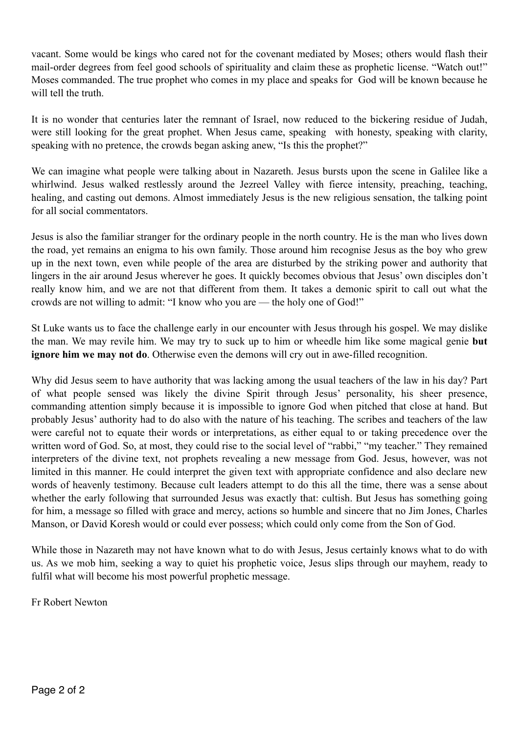vacant. Some would be kings who cared not for the covenant mediated by Moses; others would flash their mail-order degrees from feel good schools of spirituality and claim these as prophetic license. "Watch out!" Moses commanded. The true prophet who comes in my place and speaks for God will be known because he will tell the truth.

It is no wonder that centuries later the remnant of Israel, now reduced to the bickering residue of Judah, were still looking for the great prophet. When Jesus came, speaking with honesty, speaking with clarity, speaking with no pretence, the crowds began asking anew, "Is this the prophet?"

We can imagine what people were talking about in Nazareth. Jesus bursts upon the scene in Galilee like a whirlwind. Jesus walked restlessly around the Jezreel Valley with fierce intensity, preaching, teaching, healing, and casting out demons. Almost immediately Jesus is the new religious sensation, the talking point for all social commentators.

Jesus is also the familiar stranger for the ordinary people in the north country. He is the man who lives down the road, yet remains an enigma to his own family. Those around him recognise Jesus as the boy who grew up in the next town, even while people of the area are disturbed by the striking power and authority that lingers in the air around Jesus wherever he goes. It quickly becomes obvious that Jesus' own disciples don't really know him, and we are not that different from them. It takes a demonic spirit to call out what the crowds are not willing to admit: "I know who you are — the holy one of God!"

St Luke wants us to face the challenge early in our encounter with Jesus through his gospel. We may dislike the man. We may revile him. We may try to suck up to him or wheedle him like some magical genie **but ignore him we may not do**. Otherwise even the demons will cry out in awe-filled recognition.

Why did Jesus seem to have authority that was lacking among the usual teachers of the law in his day? Part of what people sensed was likely the divine Spirit through Jesus' personality, his sheer presence, commanding attention simply because it is impossible to ignore God when pitched that close at hand. But probably Jesus' authority had to do also with the nature of his teaching. The scribes and teachers of the law were careful not to equate their words or interpretations, as either equal to or taking precedence over the written word of God. So, at most, they could rise to the social level of "rabbi," "my teacher." They remained interpreters of the divine text, not prophets revealing a new message from God. Jesus, however, was not limited in this manner. He could interpret the given text with appropriate confidence and also declare new words of heavenly testimony. Because cult leaders attempt to do this all the time, there was a sense about whether the early following that surrounded Jesus was exactly that: cultish. But Jesus has something going for him, a message so filled with grace and mercy, actions so humble and sincere that no Jim Jones, Charles Manson, or David Koresh would or could ever possess; which could only come from the Son of God.

While those in Nazareth may not have known what to do with Jesus, Jesus certainly knows what to do with us. As we mob him, seeking a way to quiet his prophetic voice, Jesus slips through our mayhem, ready to fulfil what will become his most powerful prophetic message.

Fr Robert Newton